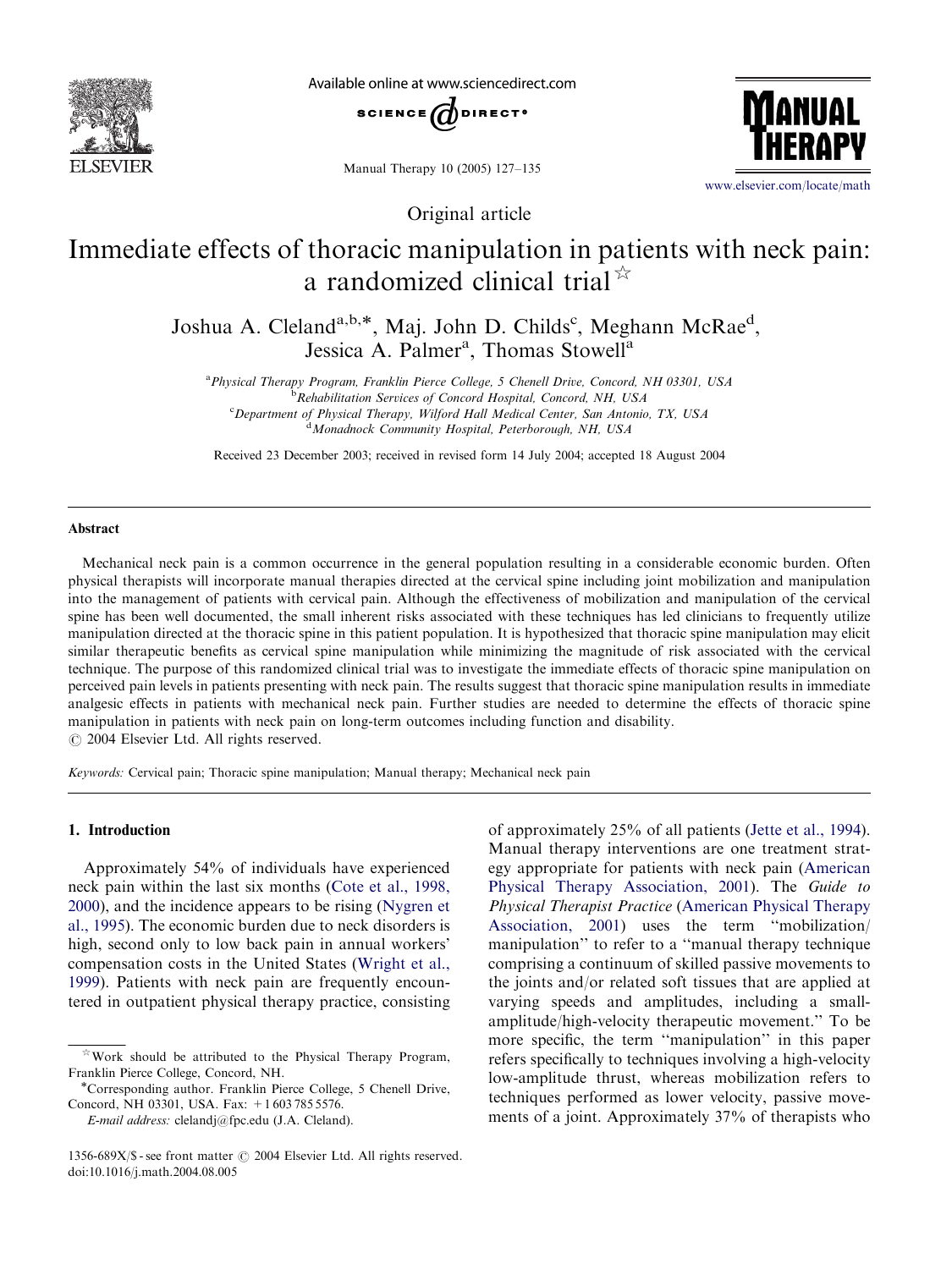Original article

# Immediate effects of thoracic manipulation in patients with neck pain: a randomized clinical trial ☆

Joshua A. Cleland[a,b,*], Maj. John D. Childs[c], Meghann McRae[d], Jessica A. Palmer[a], Thomas Stowell[a]

[a] Physical Therapy Program, Franklin Pierce College, 5 Chenell Drive, Concord, NH 03301, USA
[b] Rehabilitation Services of Concord Hospital, Concord, NH, USA
[c] Department of Physical Therapy, Wilford Hall Medical Center, San Antonio, TX, USA
[d] Monadnock Community Hospital, Peterborough, NH, USA

Received 23 December 2003; received in revised form 14 July 2004; accepted 18 August 2004

## Abstract

Mechanical neck pain is a common occurrence in the general population resulting in a considerable economic burden. Often physical therapists will incorporate manual therapies directed at the cervical spine including joint mobilization and manipulation into the management of patients with cervical pain. Although the effectiveness of mobilization and manipulation of the cervical spine has been well documented, the small inherent risks associated with these techniques has led clinicians to frequently utilize manipulation directed at the thoracic spine in this patient population. It is hypothesized that thoracic spine manipulation may elicit similar therapeutic benefits as cervical spine manipulation while minimizing the magnitude of risk associated with the cervical technique. The purpose of this randomized clinical trial was to investigate the immediate effects of thoracic spine manipulation on perceived pain levels in patients presenting with neck pain. The results suggest that thoracic spine manipulation results in immediate analgesic effects in patients with mechanical neck pain. Further studies are needed to determine the effects of thoracic spine manipulation in patients with neck pain on long-term outcomes including function and disability.
© 2004 Elsevier Ltd. All rights reserved.

*Keywords:* Cervical pain; Thoracic spine manipulation; Manual therapy; Mechanical neck pain

## 1. Introduction

Approximately 54% of individuals have experienced neck pain within the last six months (Cote et al., 1998, 2000), and the incidence appears to be rising (Nygren et al., 1995). The economic burden due to neck disorders is high, second only to low back pain in annual workers' compensation costs in the United States (Wright et al., 1999). Patients with neck pain are frequently encountered in outpatient physical therapy practice, consisting of approximately 25% of all patients (Jette et al., 1994). Manual therapy interventions are one treatment strategy appropriate for patients with neck pain (American Physical Therapy Association, 2001). The *Guide to Physical Therapist Practice* (American Physical Therapy Association, 2001) uses the term "mobilization/manipulation" to refer to a "manual therapy technique comprising a continuum of skilled passive movements to the joints and/or related soft tissues that are applied at varying speeds and amplitudes, including a small-amplitude/high-velocity therapeutic movement." To be more specific, the term "manipulation" in this paper refers specifically to techniques involving a high-velocity low-amplitude thrust, whereas mobilization refers to techniques performed as lower velocity, passive movements of a joint. Approximately 37% of therapists who

☆ Work should be attributed to the Physical Therapy Program, Franklin Pierce College, Concord, NH.

*Corresponding author. Franklin Pierce College, 5 Chenell Drive, Concord, NH 03301, USA. Fax: +1 603 785 5576.

*E-mail address:* clelandj@fpc.edu (J.A. Cleland).

1356-689X/$ - see front matter © 2004 Elsevier Ltd. All rights reserved.
doi:10.1016/j.math.2004.08.005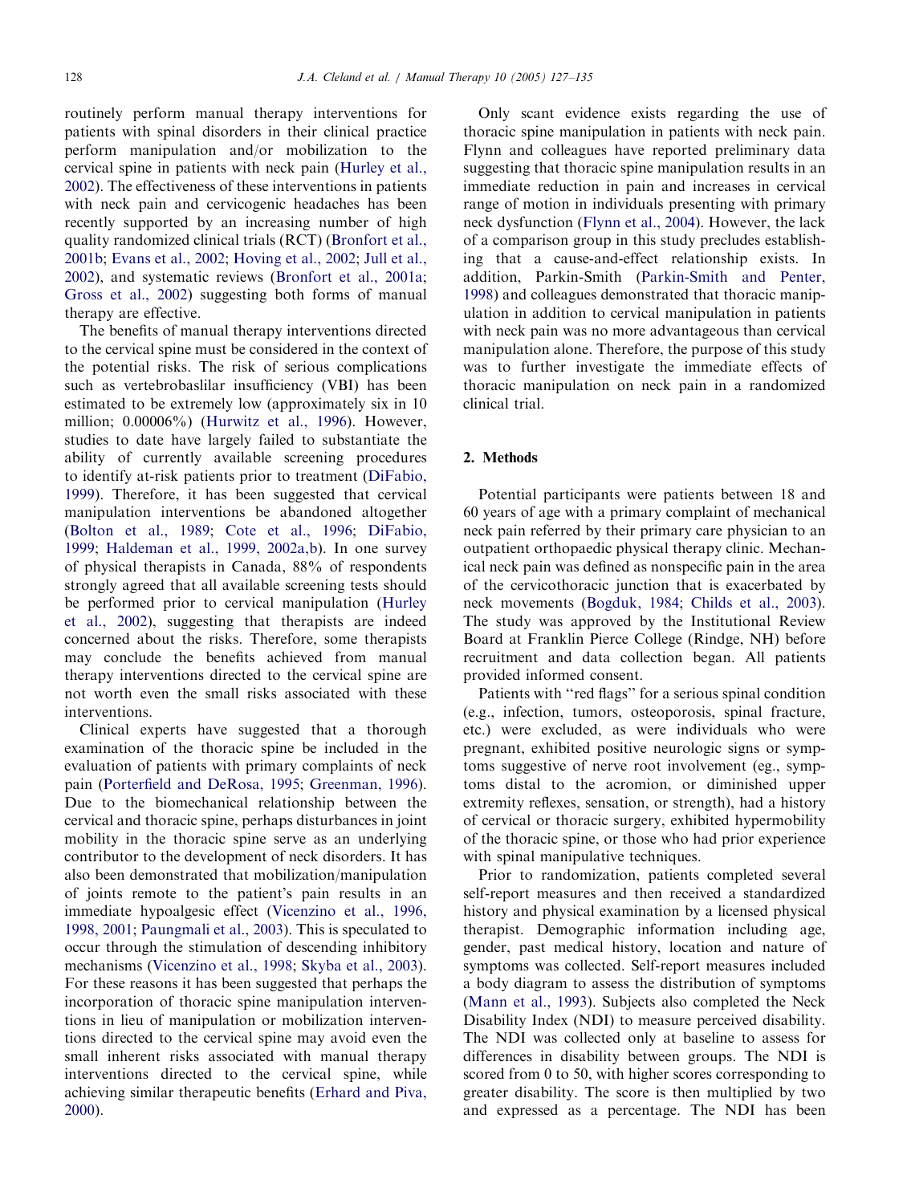routinely perform manual therapy interventions for patients with spinal disorders in their clinical practice perform manipulation and/or mobilization to the cervical spine in patients with neck pain (Hurley et al., 2002). The effectiveness of these interventions in patients with neck pain and cervicogenic headaches has been recently supported by an increasing number of high quality randomized clinical trials (RCT) (Bronfort et al., 2001b; Evans et al., 2002; Hoving et al., 2002; Jull et al., 2002), and systematic reviews (Bronfort et al., 2001a; Gross et al., 2002) suggesting both forms of manual therapy are effective.

The benefits of manual therapy interventions directed to the cervical spine must be considered in the context of the potential risks. The risk of serious complications such as vertebrobaslilar insufficiency (VBI) has been estimated to be extremely low (approximately six in 10 million; 0.00006%) (Hurwitz et al., 1996). However, studies to date have largely failed to substantiate the ability of currently available screening procedures to identify at-risk patients prior to treatment (DiFabio, 1999). Therefore, it has been suggested that cervical manipulation interventions be abandoned altogether (Bolton et al., 1989; Cote et al., 1996; DiFabio, 1999; Haldeman et al., 1999, 2002a,b). In one survey of physical therapists in Canada, 88% of respondents strongly agreed that all available screening tests should be performed prior to cervical manipulation (Hurley et al., 2002), suggesting that therapists are indeed concerned about the risks. Therefore, some therapists may conclude the benefits achieved from manual therapy interventions directed to the cervical spine are not worth even the small risks associated with these interventions.

Clinical experts have suggested that a thorough examination of the thoracic spine be included in the evaluation of patients with primary complaints of neck pain (Porterfield and DeRosa, 1995; Greenman, 1996). Due to the biomechanical relationship between the cervical and thoracic spine, perhaps disturbances in joint mobility in the thoracic spine serve as an underlying contributor to the development of neck disorders. It has also been demonstrated that mobilization/manipulation of joints remote to the patient's pain results in an immediate hypoalgesic effect (Vicenzino et al., 1996, 1998, 2001; Paungmali et al., 2003). This is speculated to occur through the stimulation of descending inhibitory mechanisms (Vicenzino et al., 1998; Skyba et al., 2003). For these reasons it has been suggested that perhaps the incorporation of thoracic spine manipulation interventions in lieu of manipulation or mobilization interventions directed to the cervical spine may avoid even the small inherent risks associated with manual therapy interventions directed to the cervical spine, while achieving similar therapeutic benefits (Erhard and Piva, 2000).

Only scant evidence exists regarding the use of thoracic spine manipulation in patients with neck pain. Flynn and colleagues have reported preliminary data suggesting that thoracic spine manipulation results in an immediate reduction in pain and increases in cervical range of motion in individuals presenting with primary neck dysfunction (Flynn et al., 2004). However, the lack of a comparison group in this study precludes establishing that a cause-and-effect relationship exists. In addition, Parkin-Smith (Parkin-Smith and Penter, 1998) and colleagues demonstrated that thoracic manipulation in addition to cervical manipulation in patients with neck pain was no more advantageous than cervical manipulation alone. Therefore, the purpose of this study was to further investigate the immediate effects of thoracic manipulation on neck pain in a randomized clinical trial.

## 2. Methods

Potential participants were patients between 18 and 60 years of age with a primary complaint of mechanical neck pain referred by their primary care physician to an outpatient orthopaedic physical therapy clinic. Mechanical neck pain was defined as nonspecific pain in the area of the cervicothoracic junction that is exacerbated by neck movements (Bogduk, 1984; Childs et al., 2003). The study was approved by the Institutional Review Board at Franklin Pierce College (Rindge, NH) before recruitment and data collection began. All patients provided informed consent.

Patients with "red flags" for a serious spinal condition (e.g., infection, tumors, osteoporosis, spinal fracture, etc.) were excluded, as were individuals who were pregnant, exhibited positive neurologic signs or symptoms suggestive of nerve root involvement (eg., symptoms distal to the acromion, or diminished upper extremity reflexes, sensation, or strength), had a history of cervical or thoracic surgery, exhibited hypermobility of the thoracic spine, or those who had prior experience with spinal manipulative techniques.

Prior to randomization, patients completed several self-report measures and then received a standardized history and physical examination by a licensed physical therapist. Demographic information including age, gender, past medical history, location and nature of symptoms was collected. Self-report measures included a body diagram to assess the distribution of symptoms (Mann et al., 1993). Subjects also completed the Neck Disability Index (NDI) to measure perceived disability. The NDI was collected only at baseline to assess for differences in disability between groups. The NDI is scored from 0 to 50, with higher scores corresponding to greater disability. The score is then multiplied by two and expressed as a percentage. The NDI has been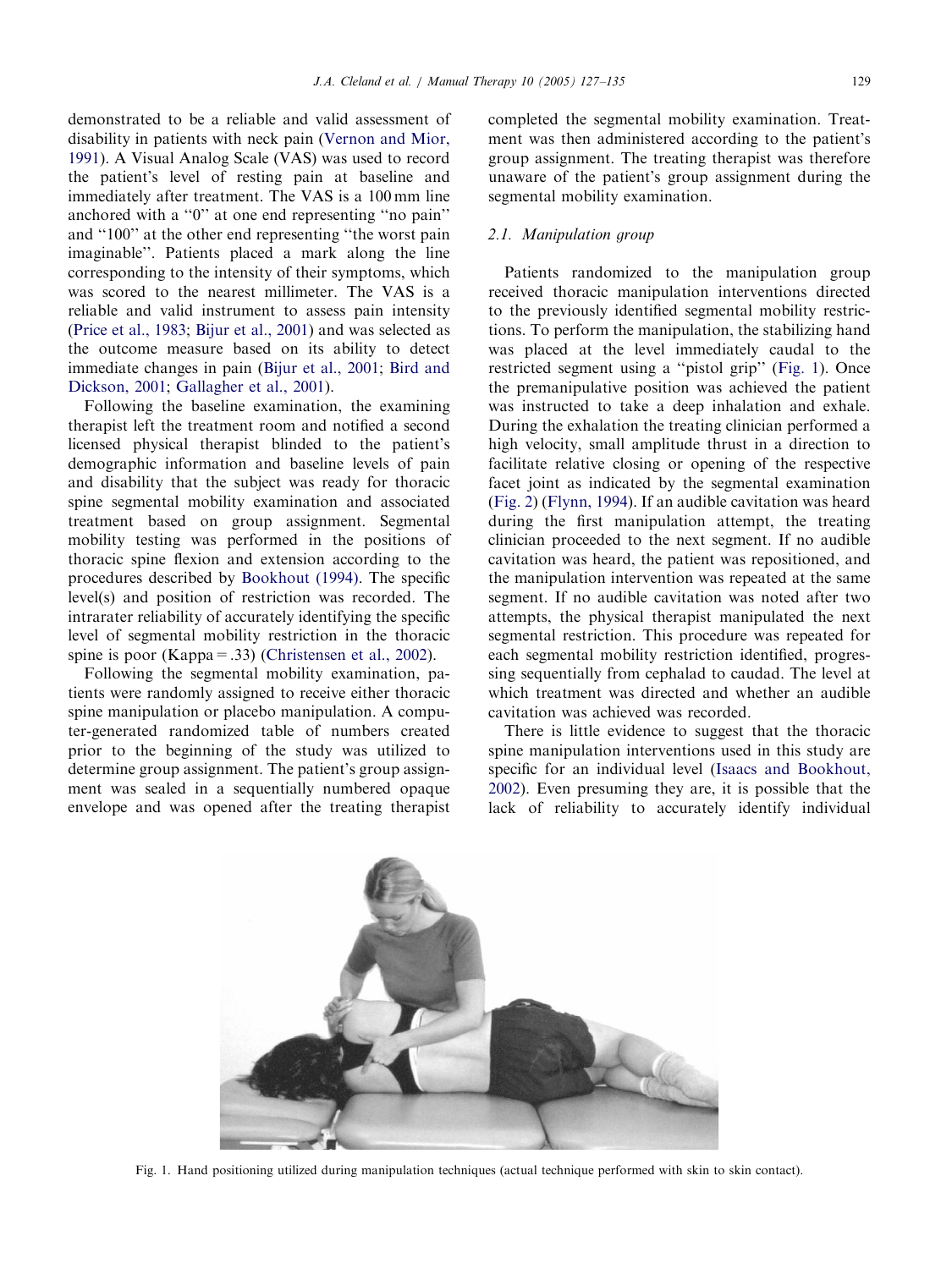demonstrated to be a reliable and valid assessment of disability in patients with neck pain (Vernon and Mior, 1991). A Visual Analog Scale (VAS) was used to record the patient's level of resting pain at baseline and immediately after treatment. The VAS is a 100 mm line anchored with a "0" at one end representing "no pain" and "100" at the other end representing "the worst pain imaginable". Patients placed a mark along the line corresponding to the intensity of their symptoms, which was scored to the nearest millimeter. The VAS is a reliable and valid instrument to assess pain intensity (Price et al., 1983; Bijur et al., 2001) and was selected as the outcome measure based on its ability to detect immediate changes in pain (Bijur et al., 2001; Bird and Dickson, 2001; Gallagher et al., 2001).

Following the baseline examination, the examining therapist left the treatment room and notified a second licensed physical therapist blinded to the patient's demographic information and baseline levels of pain and disability that the subject was ready for thoracic spine segmental mobility examination and associated treatment based on group assignment. Segmental mobility testing was performed in the positions of thoracic spine flexion and extension according to the procedures described by Bookhout (1994). The specific level(s) and position of restriction was recorded. The intrarater reliability of accurately identifying the specific level of segmental mobility restriction in the thoracic spine is poor (Kappa = .33) (Christensen et al., 2002).

Following the segmental mobility examination, patients were randomly assigned to receive either thoracic spine manipulation or placebo manipulation. A computer-generated randomized table of numbers created prior to the beginning of the study was utilized to determine group assignment. The patient's group assignment was sealed in a sequentially numbered opaque envelope and was opened after the treating therapist completed the segmental mobility examination. Treatment was then administered according to the patient's group assignment. The treating therapist was therefore unaware of the patient's group assignment during the segmental mobility examination.

### 2.1. Manipulation group

Patients randomized to the manipulation group received thoracic manipulation interventions directed to the previously identified segmental mobility restrictions. To perform the manipulation, the stabilizing hand was placed at the level immediately caudal to the restricted segment using a "pistol grip" (Fig. 1). Once the premanipulative position was achieved the patient was instructed to take a deep inhalation and exhale. During the exhalation the treating clinician performed a high velocity, small amplitude thrust in a direction to facilitate relative closing or opening of the respective facet joint as indicated by the segmental examination (Fig. 2) (Flynn, 1994). If an audible cavitation was heard during the first manipulation attempt, the treating clinician proceeded to the next segment. If no audible cavitation was heard, the patient was repositioned, and the manipulation intervention was repeated at the same segment. If no audible cavitation was noted after two attempts, the physical therapist manipulated the next segmental restriction. This procedure was repeated for each segmental mobility restriction identified, progressing sequentially from cephalad to caudad. The level at which treatment was directed and whether an audible cavitation was achieved was recorded.

There is little evidence to suggest that the thoracic spine manipulation interventions used in this study are specific for an individual level (Isaacs and Bookhout, 2002). Even presuming they are, it is possible that the lack of reliability to accurately identify individual

Fig. 1. Hand positioning utilized during manipulation techniques (actual technique performed with skin to skin contact).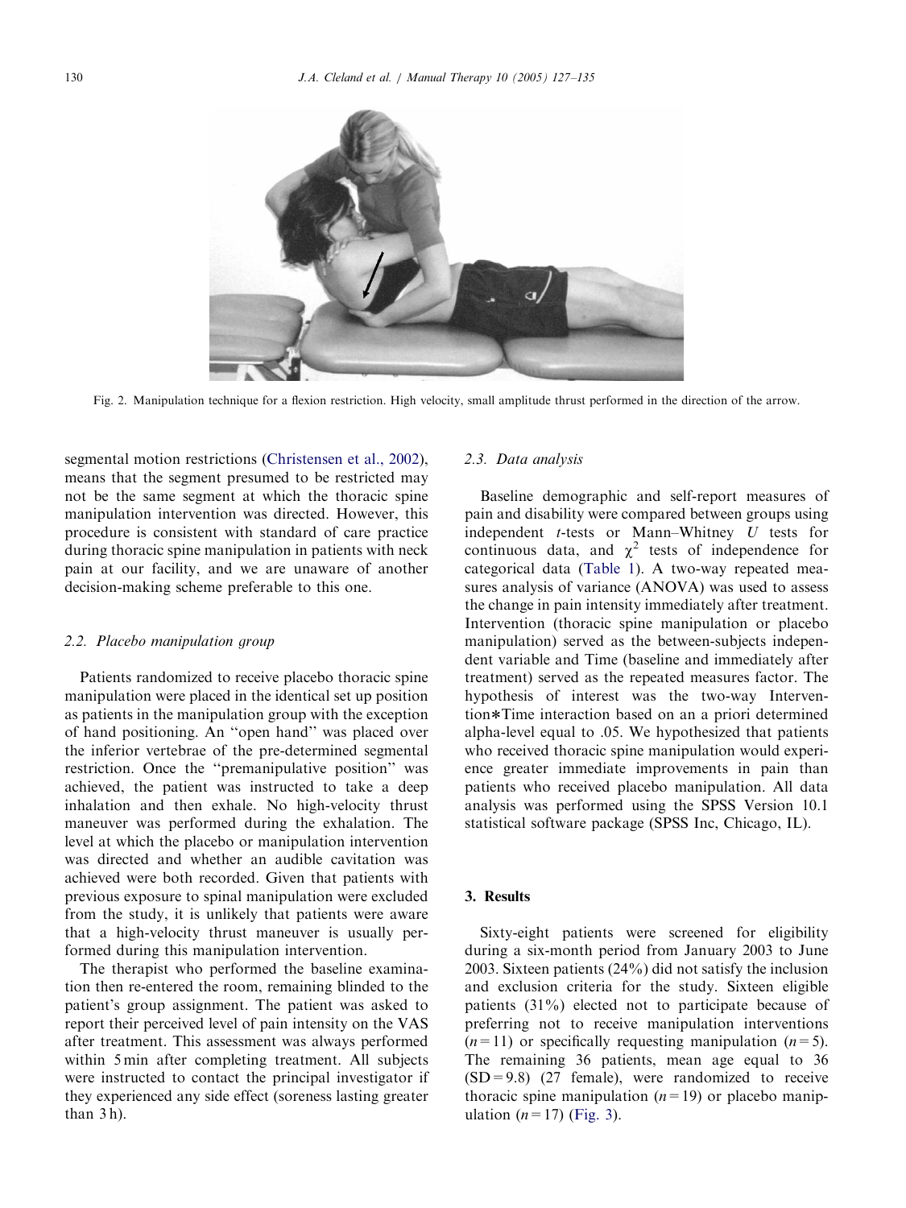Fig. 2. Manipulation technique for a flexion restriction. High velocity, small amplitude thrust performed in the direction of the arrow.

segmental motion restrictions (Christensen et al., 2002), means that the segment presumed to be restricted may not be the same segment at which the thoracic spine manipulation intervention was directed. However, this procedure is consistent with standard of care practice during thoracic spine manipulation in patients with neck pain at our facility, and we are unaware of another decision-making scheme preferable to this one.

### 2.2. Placebo manipulation group

Patients randomized to receive placebo thoracic spine manipulation were placed in the identical set up position as patients in the manipulation group with the exception of hand positioning. An "open hand" was placed over the inferior vertebrae of the pre-determined segmental restriction. Once the "premanipulative position" was achieved, the patient was instructed to take a deep inhalation and then exhale. No high-velocity thrust maneuver was performed during the exhalation. The level at which the placebo or manipulation intervention was directed and whether an audible cavitation was achieved were both recorded. Given that patients with previous exposure to spinal manipulation were excluded from the study, it is unlikely that patients were aware that a high-velocity thrust maneuver is usually performed during this manipulation intervention.

The therapist who performed the baseline examination then re-entered the room, remaining blinded to the patient's group assignment. The patient was asked to report their perceived level of pain intensity on the VAS after treatment. This assessment was always performed within 5 min after completing treatment. All subjects were instructed to contact the principal investigator if they experienced any side effect (soreness lasting greater than 3 h).

### 2.3. Data analysis

Baseline demographic and self-report measures of pain and disability were compared between groups using independent *t*-tests or Mann–Whitney *U* tests for continuous data, and $\chi^2$ tests of independence for categorical data (Table 1). A two-way repeated measures analysis of variance (ANOVA) was used to assess the change in pain intensity immediately after treatment. Intervention (thoracic spine manipulation or placebo manipulation) served as the between-subjects independent variable and Time (baseline and immediately after treatment) served as the repeated measures factor. The hypothesis of interest was the two-way Intervention*Time interaction based on an a priori determined alpha-level equal to .05. We hypothesized that patients who received thoracic spine manipulation would experience greater immediate improvements in pain than patients who received placebo manipulation. All data analysis was performed using the SPSS Version 10.1 statistical software package (SPSS Inc, Chicago, IL).

## 3. Results

Sixty-eight patients were screened for eligibility during a six-month period from January 2003 to June 2003. Sixteen patients (24%) did not satisfy the inclusion and exclusion criteria for the study. Sixteen eligible patients (31%) elected not to participate because of preferring not to receive manipulation interventions ($n = 11$) or specifically requesting manipulation ($n = 5$). The remaining 36 patients, mean age equal to 36 (SD = 9.8) (27 female), were randomized to receive thoracic spine manipulation ($n = 19$) or placebo manipulation ($n = 17$) (Fig. 3).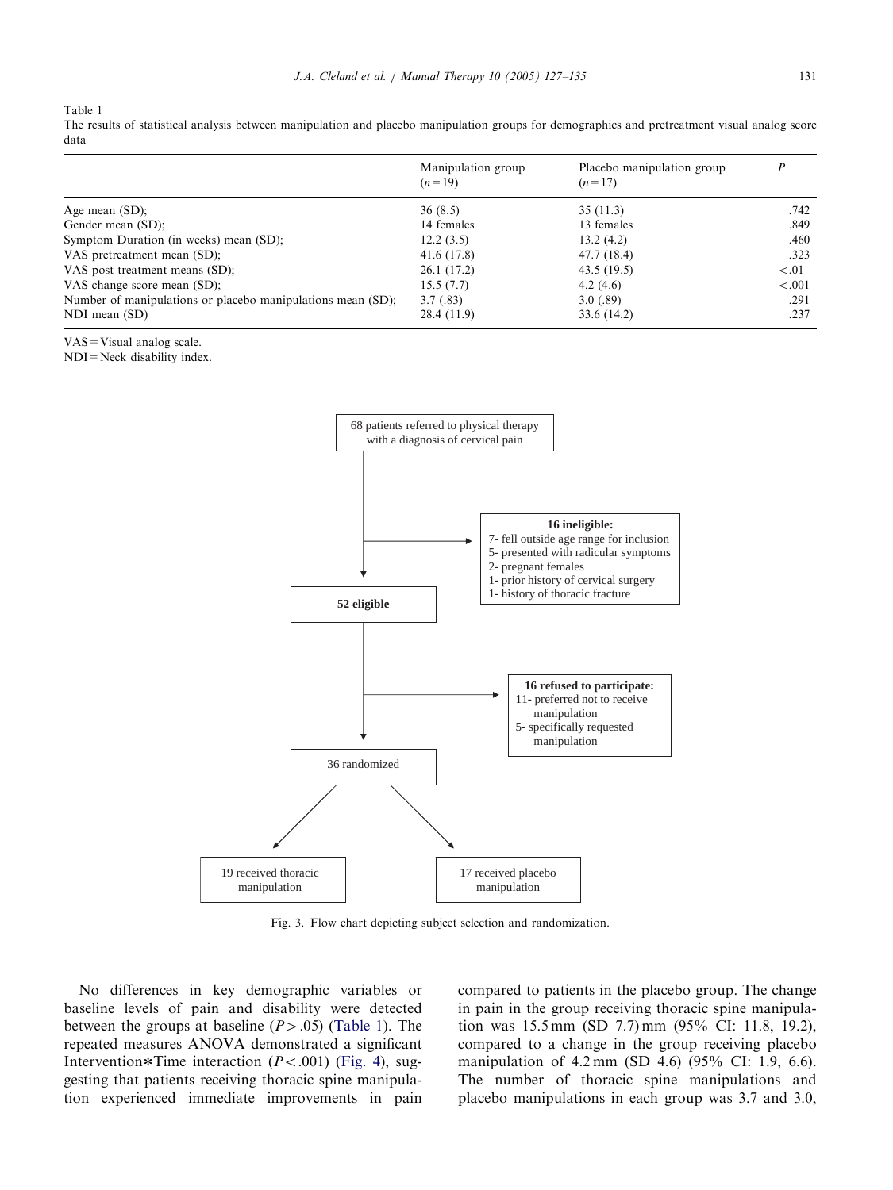Table 1

The results of statistical analysis between manipulation and placebo manipulation groups for demographics and pretreatment visual analog score data

| | Manipulation group ($n = 19$) | Placebo manipulation group ($n = 17$) | $P$ |
|---|---|---|---|
| Age mean (SD); | 36 (8.5) | 35 (11.3) | .742 |
| Gender mean (SD); | 14 females | 13 females | .849 |
| Symptom Duration (in weeks) mean (SD); | 12.2 (3.5) | 13.2 (4.2) | .460 |
| VAS pretreatment mean (SD); | 41.6 (17.8) | 47.7 (18.4) | .323 |
| VAS post treatment means (SD); | 26.1 (17.2) | 43.5 (19.5) | $<.01$ |
| VAS change score mean (SD); | 15.5 (7.7) | 4.2 (4.6) | $<.001$ |
| Number of manipulations or placebo manipulations mean (SD); | 3.7 (.83) | 3.0 (.89) | .291 |
| NDI mean (SD) | 28.4 (11.9) | 33.6 (14.2) | .237 |

VAS = Visual analog scale.
NDI = Neck disability index.

68 patients referred to physical therapy with a diagnosis of cervical pain

**16 ineligible:**
7- fell outside age range for inclusion
5- presented with radicular symptoms
2- pregnant females
1- prior history of cervical surgery
1- history of thoracic fracture

**52 eligible**

**16 refused to participate:**
11- preferred not to receive manipulation
5- specifically requested manipulation

36 randomized

19 received thoracic manipulation

17 received placebo manipulation

Fig. 3. Flow chart depicting subject selection and randomization.

No differences in key demographic variables or baseline levels of pain and disability were detected between the groups at baseline ($P > .05$) (Table 1). The repeated measures ANOVA demonstrated a significant Intervention*Time interaction ($P < .001$) (Fig. 4), suggesting that patients receiving thoracic spine manipulation experienced immediate improvements in pain compared to patients in the placebo group. The change in pain in the group receiving thoracic spine manipulation was 15.5 mm (SD 7.7) mm (95% CI: 11.8, 19.2), compared to a change in the group receiving placebo manipulation of 4.2 mm (SD 4.6) (95% CI: 1.9, 6.6). The number of thoracic spine manipulations and placebo manipulations in each group was 3.7 and 3.0,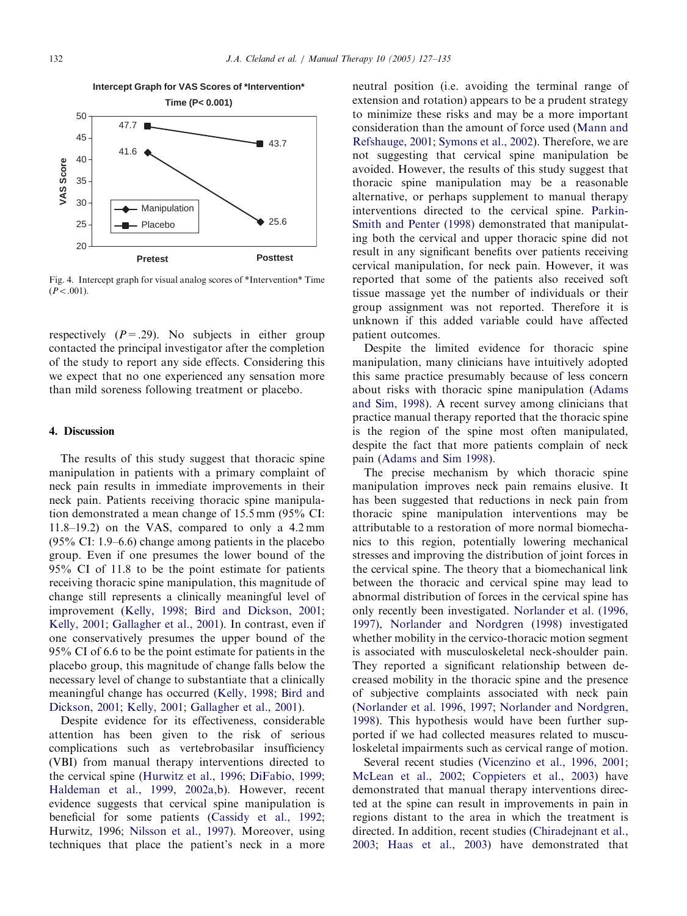Fig. 4. Intercept graph for visual analog scores of *Intervention* Time ($P < .001$).

respectively ($P = .29$). No subjects in either group contacted the principal investigator after the completion of the study to report any side effects. Considering this we expect that no one experienced any sensation more than mild soreness following treatment or placebo.

## 4. Discussion

The results of this study suggest that thoracic spine manipulation in patients with a primary complaint of neck pain results in immediate improvements in their neck pain. Patients receiving thoracic spine manipulation demonstrated a mean change of 15.5 mm (95% CI: 11.8–19.2) on the VAS, compared to only a 4.2 mm (95% CI: 1.9–6.6) change among patients in the placebo group. Even if one presumes the lower bound of the 95% CI of 11.8 to be the point estimate for patients receiving thoracic spine manipulation, this magnitude of change still represents a clinically meaningful level of improvement (Kelly, 1998; Bird and Dickson, 2001; Kelly, 2001; Gallagher et al., 2001). In contrast, even if one conservatively presumes the upper bound of the 95% CI of 6.6 to be the point estimate for patients in the placebo group, this magnitude of change falls below the necessary level of change to substantiate that a clinically meaningful change has occurred (Kelly, 1998; Bird and Dickson, 2001; Kelly, 2001; Gallagher et al., 2001).

Despite evidence for its effectiveness, considerable attention has been given to the risk of serious complications such as vertebrobasilar insufficiency (VBI) from manual therapy interventions directed to the cervical spine (Hurwitz et al., 1996; DiFabio, 1999; Haldeman et al., 1999, 2002a,b). However, recent evidence suggests that cervical spine manipulation is beneficial for some patients (Cassidy et al., 1992; Hurwitz, 1996; Nilsson et al., 1997). Moreover, using techniques that place the patient's neck in a more neutral position (i.e. avoiding the terminal range of extension and rotation) appears to be a prudent strategy to minimize these risks and may be a more important consideration than the amount of force used (Mann and Refshauge, 2001; Symons et al., 2002). Therefore, we are not suggesting that cervical spine manipulation be avoided. However, the results of this study suggest that thoracic spine manipulation may be a reasonable alternative, or perhaps supplement to manual therapy interventions directed to the cervical spine. Parkin-Smith and Penter (1998) demonstrated that manipulating both the cervical and upper thoracic spine did not result in any significant benefits over patients receiving cervical manipulation, for neck pain. However, it was reported that some of the patients also received soft tissue massage yet the number of individuals or their group assignment was not reported. Therefore it is unknown if this added variable could have affected patient outcomes.

Despite the limited evidence for thoracic spine manipulation, many clinicians have intuitively adopted this same practice presumably because of less concern about risks with thoracic spine manipulation (Adams and Sim, 1998). A recent survey among clinicians that practice manual therapy reported that the thoracic spine is the region of the spine most often manipulated, despite the fact that more patients complain of neck pain (Adams and Sim 1998).

The precise mechanism by which thoracic spine manipulation improves neck pain remains elusive. It has been suggested that reductions in neck pain from thoracic spine manipulation interventions may be attributable to a restoration of more normal biomechanics to this region, potentially lowering mechanical stresses and improving the distribution of joint forces in the cervical spine. The theory that a biomechanical link between the thoracic and cervical spine may lead to abnormal distribution of forces in the cervical spine has only recently been investigated. Norlander et al. (1996, 1997), Norlander and Nordgren (1998) investigated whether mobility in the cervico-thoracic motion segment is associated with musculoskeletal neck-shoulder pain. They reported a significant relationship between decreased mobility in the thoracic spine and the presence of subjective complaints associated with neck pain (Norlander et al. 1996, 1997; Norlander and Nordgren, 1998). This hypothesis would have been further supported if we had collected measures related to musculoskeletal impairments such as cervical range of motion.

Several recent studies (Vicenzino et al., 1996, 2001; McLean et al., 2002; Coppieters et al., 2003) have demonstrated that manual therapy interventions directed at the spine can result in improvements in pain in regions distant to the area in which the treatment is directed. In addition, recent studies (Chiradejnant et al., 2003; Haas et al., 2003) have demonstrated that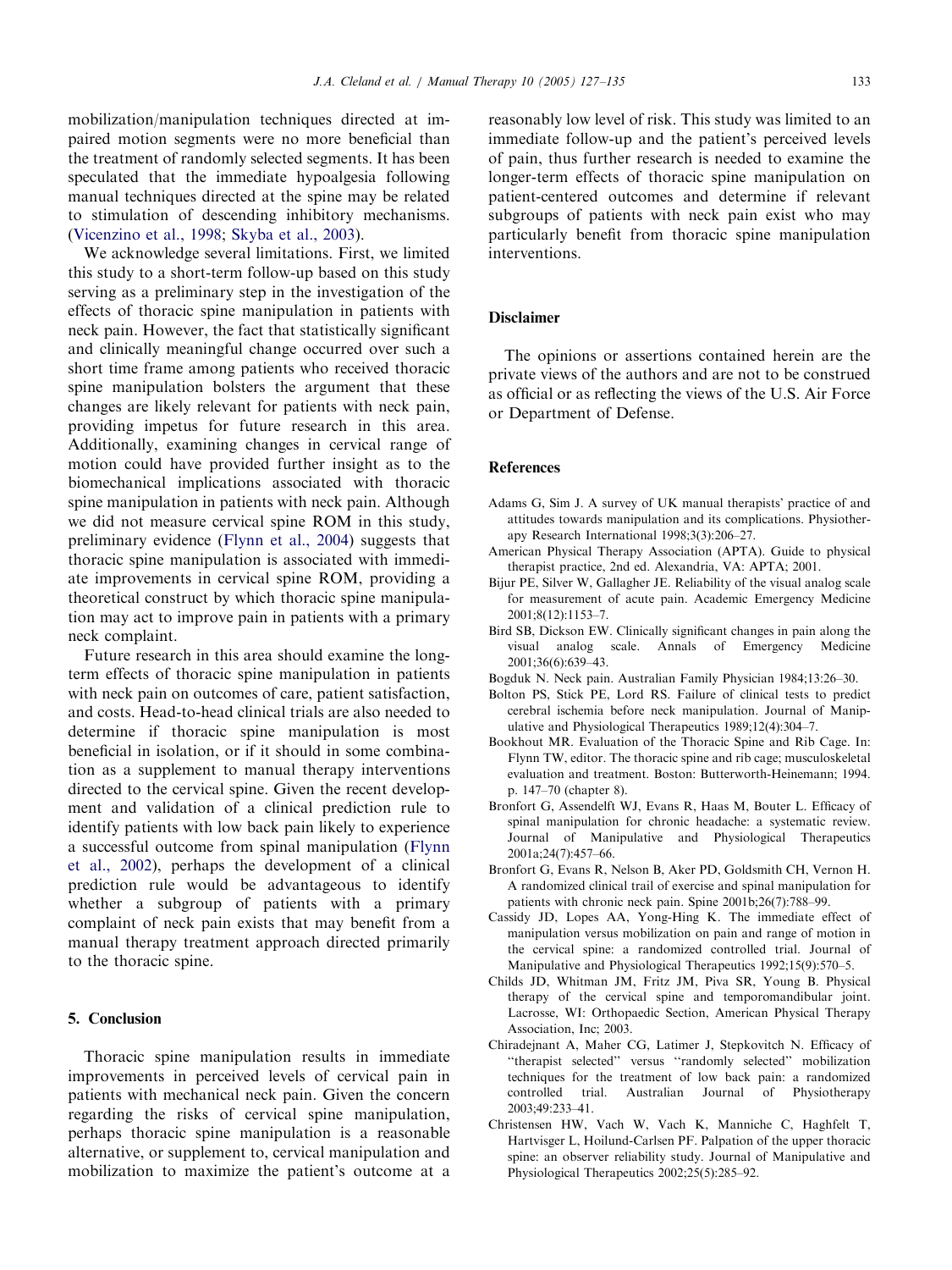mobilization/manipulation techniques directed at impaired motion segments were no more beneficial than the treatment of randomly selected segments. It has been speculated that the immediate hypoalgesia following manual techniques directed at the spine may be related to stimulation of descending inhibitory mechanisms. (Vicenzino et al., 1998; Skyba et al., 2003).

We acknowledge several limitations. First, we limited this study to a short-term follow-up based on this study serving as a preliminary step in the investigation of the effects of thoracic spine manipulation in patients with neck pain. However, the fact that statistically significant and clinically meaningful change occurred over such a short time frame among patients who received thoracic spine manipulation bolsters the argument that these changes are likely relevant for patients with neck pain, providing impetus for future research in this area. Additionally, examining changes in cervical range of motion could have provided further insight as to the biomechanical implications associated with thoracic spine manipulation in patients with neck pain. Although we did not measure cervical spine ROM in this study, preliminary evidence (Flynn et al., 2004) suggests that thoracic spine manipulation is associated with immediate improvements in cervical spine ROM, providing a theoretical construct by which thoracic spine manipulation may act to improve pain in patients with a primary neck complaint.

Future research in this area should examine the long-term effects of thoracic spine manipulation in patients with neck pain on outcomes of care, patient satisfaction, and costs. Head-to-head clinical trials are also needed to determine if thoracic spine manipulation is most beneficial in isolation, or if it should in some combination as a supplement to manual therapy interventions directed to the cervical spine. Given the recent development and validation of a clinical prediction rule to identify patients with low back pain likely to experience a successful outcome from spinal manipulation (Flynn et al., 2002), perhaps the development of a clinical prediction rule would be advantageous to identify whether a subgroup of patients with a primary complaint of neck pain exists that may benefit from a manual therapy treatment approach directed primarily to the thoracic spine.

## 5. Conclusion

Thoracic spine manipulation results in immediate improvements in perceived levels of cervical pain in patients with mechanical neck pain. Given the concern regarding the risks of cervical spine manipulation, perhaps thoracic spine manipulation is a reasonable alternative, or supplement to, cervical manipulation and mobilization to maximize the patient's outcome at a reasonably low level of risk. This study was limited to an immediate follow-up and the patient's perceived levels of pain, thus further research is needed to examine the longer-term effects of thoracic spine manipulation on patient-centered outcomes and determine if relevant subgroups of patients with neck pain exist who may particularly benefit from thoracic spine manipulation interventions.

## Disclaimer

The opinions or assertions contained herein are the private views of the authors and are not to be construed as official or as reflecting the views of the U.S. Air Force or Department of Defense.

## References

Adams G, Sim J. A survey of UK manual therapists' practice of and attitudes towards manipulation and its complications. Physiotherapy Research International 1998;3(3):206–27.

American Physical Therapy Association (APTA). Guide to physical therapist practice, 2nd ed. Alexandria, VA: APTA; 2001.

Bijur PE, Silver W, Gallagher JE. Reliability of the visual analog scale for measurement of acute pain. Academic Emergency Medicine 2001;8(12):1153–7.

Bird SB, Dickson EW. Clinically significant changes in pain along the visual analog scale. Annals of Emergency Medicine 2001;36(6):639–43.

Bogduk N. Neck pain. Australian Family Physician 1984;13:26–30.

Bolton PS, Stick PE, Lord RS. Failure of clinical tests to predict cerebral ischemia before neck manipulation. Journal of Manipulative and Physiological Therapeutics 1989;12(4):304–7.

Bookhout MR. Evaluation of the Thoracic Spine and Rib Cage. In: Flynn TW, editor. The thoracic spine and rib cage; musculoskeletal evaluation and treatment. Boston: Butterworth-Heinemann; 1994. p. 147–70 (chapter 8).

Bronfort G, Assendelft WJ, Evans R, Haas M, Bouter L. Efficacy of spinal manipulation for chronic headache: a systematic review. Journal of Manipulative and Physiological Therapeutics 2001a;24(7):457–66.

Bronfort G, Evans R, Nelson B, Aker PD, Goldsmith CH, Vernon H. A randomized clinical trail of exercise and spinal manipulation for patients with chronic neck pain. Spine 2001b;26(7):788–99.

Cassidy JD, Lopes AA, Yong-Hing K. The immediate effect of manipulation versus mobilization on pain and range of motion in the cervical spine: a randomized controlled trial. Journal of Manipulative and Physiological Therapeutics 1992;15(9):570–5.

Childs JD, Whitman JM, Fritz JM, Piva SR, Young B. Physical therapy of the cervical spine and temporomandibular joint. Lacrosse, WI: Orthopaedic Section, American Physical Therapy Association, Inc; 2003.

Chiradejnant A, Maher CG, Latimer J, Stepkovitch N. Efficacy of "therapist selected" versus "randomly selected" mobilization techniques for the treatment of low back pain: a randomized controlled trial. Australian Journal of Physiotherapy 2003;49:233–41.

Christensen HW, Vach W, Vach K, Manniche C, Haghfelt T, Hartvisger L, Hoilund-Carlsen PF. Palpation of the upper thoracic spine: an observer reliability study. Journal of Manipulative and Physiological Therapeutics 2002;25(5):285–92.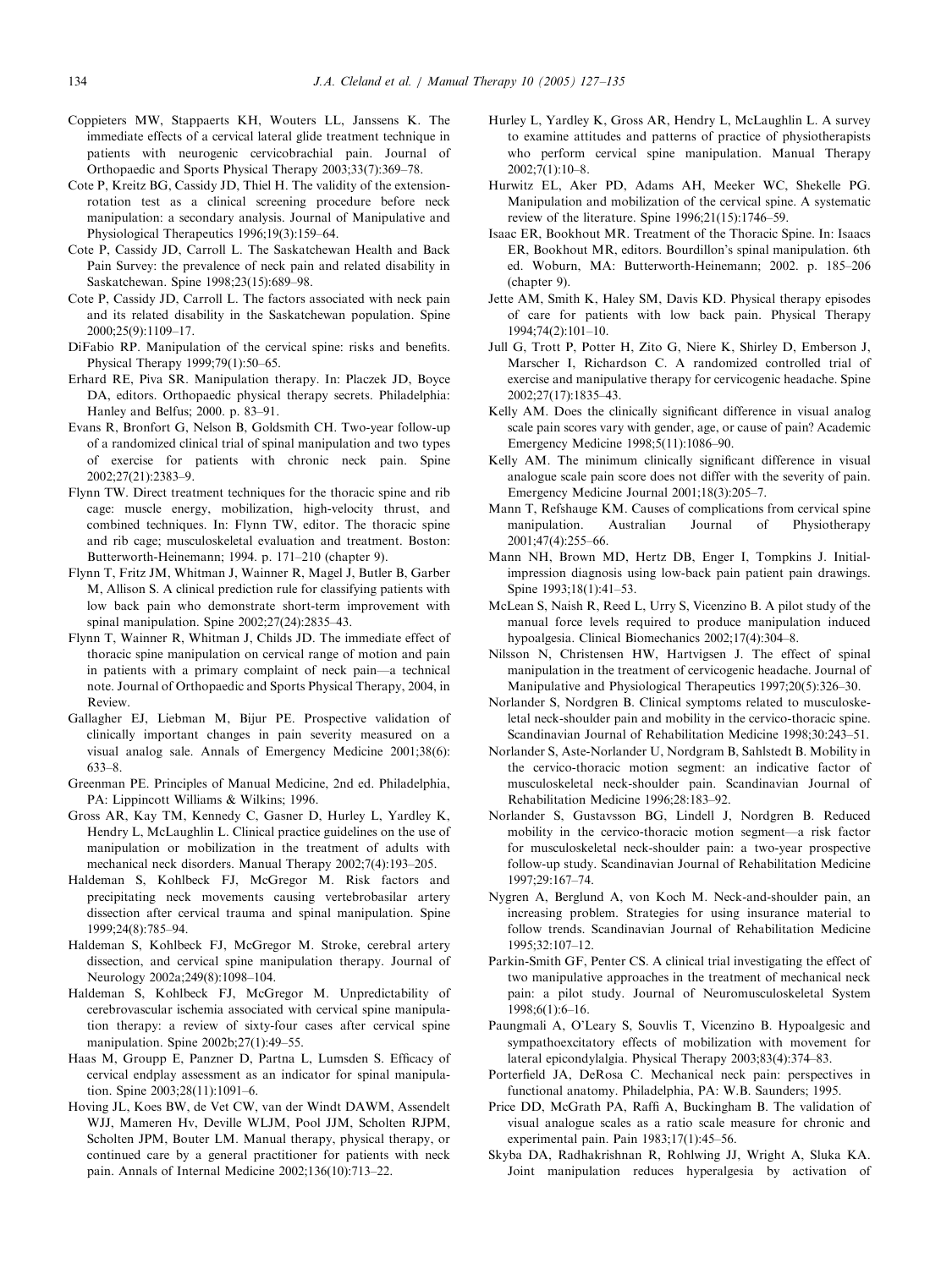Coppieters MW, Stappaerts KH, Wouters LL, Janssens K. The immediate effects of a cervical lateral glide treatment technique in patients with neurogenic cervicobrachial pain. Journal of Orthopaedic and Sports Physical Therapy 2003;33(7):369–78.

Cote P, Kreitz BG, Cassidy JD, Thiel H. The validity of the extension-rotation test as a clinical screening procedure before neck manipulation: a secondary analysis. Journal of Manipulative and Physiological Therapeutics 1996;19(3):159–64.

Cote P, Cassidy JD, Carroll L. The Saskatchewan Health and Back Pain Survey: the prevalence of neck pain and related disability in Saskatchewan. Spine 1998;23(15):689–98.

Cote P, Cassidy JD, Carroll L. The factors associated with neck pain and its related disability in the Saskatchewan population. Spine 2000;25(9):1109–17.

DiFabio RP. Manipulation of the cervical spine: risks and benefits. Physical Therapy 1999;79(1):50–65.

Erhard RE, Piva SR. Manipulation therapy. In: Placzek JD, Boyce DA, editors. Orthopaedic physical therapy secrets. Philadelphia: Hanley and Belfus; 2000. p. 83–91.

Evans R, Bronfort G, Nelson B, Goldsmith CH. Two-year follow-up of a randomized clinical trial of spinal manipulation and two types of exercise for patients with chronic neck pain. Spine 2002;27(21):2383–9.

Flynn TW. Direct treatment techniques for the thoracic spine and rib cage: muscle energy, mobilization, high-velocity thrust, and combined techniques. In: Flynn TW, editor. The thoracic spine and rib cage; musculoskeletal evaluation and treatment. Boston: Butterworth-Heinemann; 1994. p. 171–210 (chapter 9).

Flynn T, Fritz JM, Whitman J, Wainner R, Magel J, Butler B, Garber M, Allison S. A clinical prediction rule for classifying patients with low back pain who demonstrate short-term improvement with spinal manipulation. Spine 2002;27(24):2835–43.

Flynn T, Wainner R, Whitman J, Childs JD. The immediate effect of thoracic spine manipulation on cervical range of motion and pain in patients with a primary complaint of neck pain—a technical note. Journal of Orthopaedic and Sports Physical Therapy, 2004, in Review.

Gallagher EJ, Liebman M, Bijur PE. Prospective validation of clinically important changes in pain severity measured on a visual analog sale. Annals of Emergency Medicine 2001;38(6): 633–8.

Greenman PE. Principles of Manual Medicine, 2nd ed. Philadelphia, PA: Lippincott Williams & Wilkins; 1996.

Gross AR, Kay TM, Kennedy C, Gasner D, Hurley L, Yardley K, Hendry L, McLaughlin L. Clinical practice guidelines on the use of manipulation or mobilization in the treatment of adults with mechanical neck disorders. Manual Therapy 2002;7(4):193–205.

Haldeman S, Kohlbeck FJ, McGregor M. Risk factors and precipitating neck movements causing vertebrobasilar artery dissection after cervical trauma and spinal manipulation. Spine 1999;24(8):785–94.

Haldeman S, Kohlbeck FJ, McGregor M. Stroke, cerebral artery dissection, and cervical spine manipulation therapy. Journal of Neurology 2002a;249(8):1098–104.

Haldeman S, Kohlbeck FJ, McGregor M. Unpredictability of cerebrovascular ischemia associated with cervical spine manipulation therapy: a review of sixty-four cases after cervical spine manipulation. Spine 2002b;27(1):49–55.

Haas M, Groupp E, Panzner D, Partna L, Lumsden S. Efficacy of cervical endplay assessment as an indicator for spinal manipulation. Spine 2003;28(11):1091–6.

Hoving JL, Koes BW, de Vet CW, van der Windt DAWM, Assendelt WJJ, Mameren Hv, Deville WLJM, Pool JJM, Scholten RJPM, Scholten JPM, Bouter LM. Manual therapy, physical therapy, or continued care by a general practitioner for patients with neck pain. Annals of Internal Medicine 2002;136(10):713–22.

Hurley L, Yardley K, Gross AR, Hendry L, McLaughlin L. A survey to examine attitudes and patterns of practice of physiotherapists who perform cervical spine manipulation. Manual Therapy 2002;7(1):10–8.

Hurwitz EL, Aker PD, Adams AH, Meeker WC, Shekelle PG. Manipulation and mobilization of the cervical spine. A systematic review of the literature. Spine 1996;21(15):1746–59.

Isaac ER, Bookhout MR. Treatment of the Thoracic Spine. In: Isaacs ER, Bookhout MR, editors. Bourdillon's spinal manipulation. 6th ed. Woburn, MA: Butterworth-Heinemann; 2002. p. 185–206 (chapter 9).

Jette AM, Smith K, Haley SM, Davis KD. Physical therapy episodes of care for patients with low back pain. Physical Therapy 1994;74(2):101–10.

Jull G, Trott P, Potter H, Zito G, Niere K, Shirley D, Emberson J, Marscher I, Richardson C. A randomized controlled trial of exercise and manipulative therapy for cervicogenic headache. Spine 2002;27(17):1835–43.

Kelly AM. Does the clinically significant difference in visual analog scale pain scores vary with gender, age, or cause of pain? Academic Emergency Medicine 1998;5(11):1086–90.

Kelly AM. The minimum clinically significant difference in visual analogue scale pain score does not differ with the severity of pain. Emergency Medicine Journal 2001;18(3):205–7.

Mann T, Refshauge KM. Causes of complications from cervical spine manipulation. Australian Journal of Physiotherapy 2001;47(4):255–66.

Mann NH, Brown MD, Hertz DB, Enger I, Tompkins J. Initial-impression diagnosis using low-back pain patient pain drawings. Spine 1993;18(1):41–53.

McLean S, Naish R, Reed L, Urry S, Vicenzino B. A pilot study of the manual force levels required to produce manipulation induced hypoalgesia. Clinical Biomechanics 2002;17(4):304–8.

Nilsson N, Christensen HW, Hartvigsen J. The effect of spinal manipulation in the treatment of cervicogenic headache. Journal of Manipulative and Physiological Therapeutics 1997;20(5):326–30.

Norlander S, Nordgren B. Clinical symptoms related to musculoskeletal neck-shoulder pain and mobility in the cervico-thoracic spine. Scandinavian Journal of Rehabilitation Medicine 1998;30:243–51.

Norlander S, Aste-Norlander U, Nordgram B, Sahlstedt B. Mobility in the cervico-thoracic motion segment: an indicative factor of musculoskeletal neck-shoulder pain. Scandinavian Journal of Rehabilitation Medicine 1996;28:183–92.

Norlander S, Gustavsson BG, Lindell J, Nordgren B. Reduced mobility in the cervico-thoracic motion segment—a risk factor for musculoskeletal neck-shoulder pain: a two-year prospective follow-up study. Scandinavian Journal of Rehabilitation Medicine 1997;29:167–74.

Nygren A, Berglund A, von Koch M. Neck-and-shoulder pain, an increasing problem. Strategies for using insurance material to follow trends. Scandinavian Journal of Rehabilitation Medicine 1995;32:107–12.

Parkin-Smith GF, Penter CS. A clinical trial investigating the effect of two manipulative approaches in the treatment of mechanical neck pain: a pilot study. Journal of Neuromusculoskeletal System 1998;6(1):6–16.

Paungmali A, O'Leary S, Souvlis T, Vicenzino B. Hypoalgesic and sympathoexcitatory effects of mobilization with movement for lateral epicondylalgia. Physical Therapy 2003;83(4):374–83.

Porterfield JA, DeRosa C. Mechanical neck pain: perspectives in functional anatomy. Philadelphia, PA: W.B. Saunders; 1995.

Price DD, McGrath PA, Raffi A, Buckingham B. The validation of visual analogue scales as a ratio scale measure for chronic and experimental pain. Pain 1983;17(1):45–56.

Skyba DA, Radhakrishnan R, Rohlwing JJ, Wright A, Sluka KA. Joint manipulation reduces hyperalgesia by activation of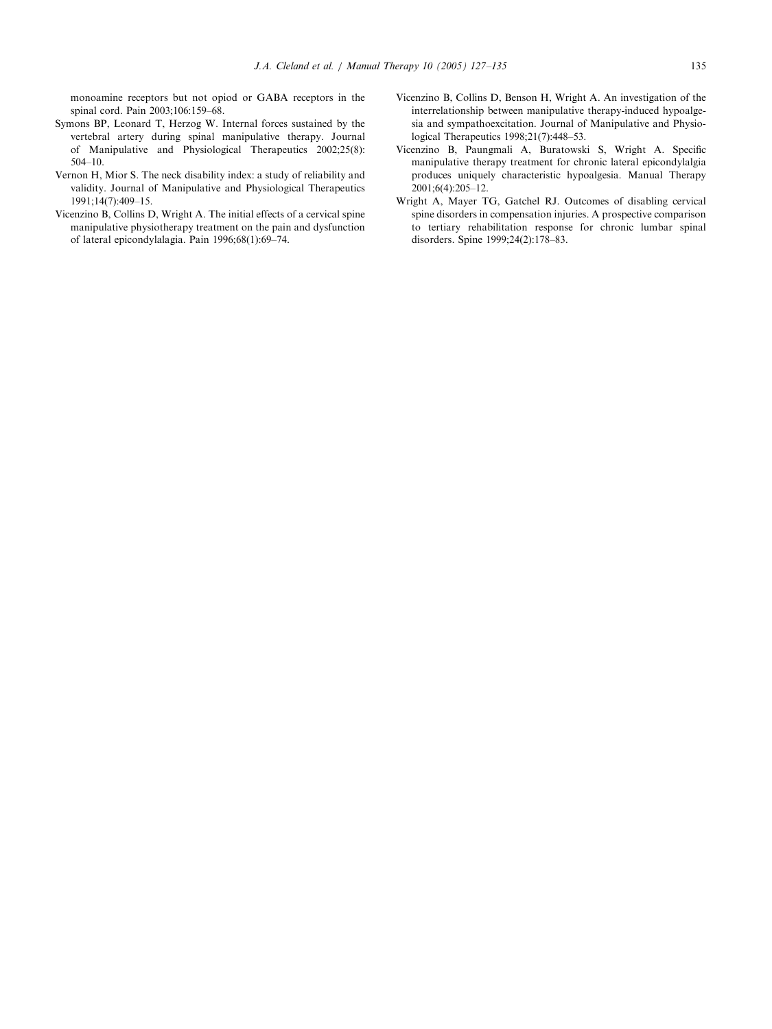monoamine receptors but not opiod or GABA receptors in the spinal cord. Pain 2003;106:159–68.

Symons BP, Leonard T, Herzog W. Internal forces sustained by the vertebral artery during spinal manipulative therapy. Journal of Manipulative and Physiological Therapeutics 2002;25(8): 504–10.

Vernon H, Mior S. The neck disability index: a study of reliability and validity. Journal of Manipulative and Physiological Therapeutics 1991;14(7):409–15.

Vicenzino B, Collins D, Wright A. The initial effects of a cervical spine manipulative physiotherapy treatment on the pain and dysfunction of lateral epicondylalagia. Pain 1996;68(1):69–74.

Vicenzino B, Collins D, Benson H, Wright A. An investigation of the interrelationship between manipulative therapy-induced hypoalgesia and sympathoexcitation. Journal of Manipulative and Physiological Therapeutics 1998;21(7):448–53.

Vicenzino B, Paungmali A, Buratowski S, Wright A. Specific manipulative therapy treatment for chronic lateral epicondylalgia produces uniquely characteristic hypoalgesia. Manual Therapy 2001;6(4):205–12.

Wright A, Mayer TG, Gatchel RJ. Outcomes of disabling cervical spine disorders in compensation injuries. A prospective comparison to tertiary rehabilitation response for chronic lumbar spinal disorders. Spine 1999;24(2):178–83.